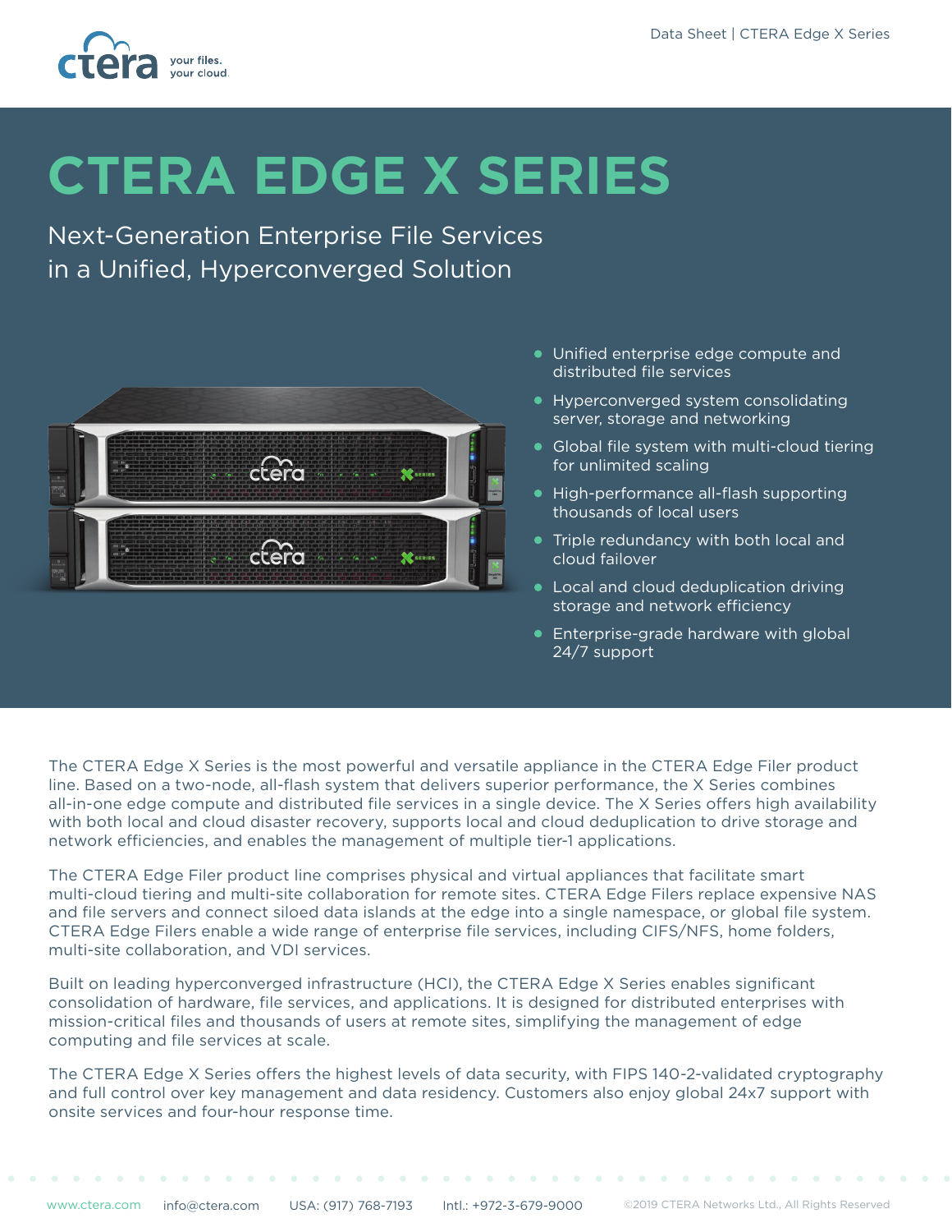# CTERA EDGE X SERIES

## Next-Generation Enterprise File Services in a Unified, Hyperconverged Solution

- Unified enterprise edge compute and distributed file services
- Hyperconverged system consolidating server, storage and networking
- Global file system with multi-cloud tiering for unlimited scaling
- High-performance all-flash supporting thousands of local users
- Triple redundancy with both local and cloud failover
- Local and cloud deduplication driving storage and network efficiency
- Enterprise-grade hardware with global 24/7 support

The CTERA Edge X Series is the most powerful and versatile appliance in the CTERA Edge Filer product line. Based on a two-node, all-flash system that delivers superior performance, the X Series combines all-in-one edge compute and distributed file services in a single device. The X Series offers high availability with both local and cloud disaster recovery, supports local and cloud deduplication to drive storage and network efficiencies, and enables the management of multiple tier-1 applications.

The CTERA Edge Filer product line comprises physical and virtual appliances that facilitate smart multi-cloud tiering and multi-site collaboration for remote sites. CTERA Edge Filers replace expensive NAS and file servers and connect siloed data islands at the edge into a single namespace, or global file system. CTERA Edge Filers enable a wide range of enterprise file services, including CIFS/NFS, home folders, multi-site collaboration, and VDI services.

Built on leading hyperconverged infrastructure (HCI), the CTERA Edge X Series enables significant consolidation of hardware, file services, and applications. It is designed for distributed enterprises with mission-critical files and thousands of users at remote sites, simplifying the management of edge computing and file services at scale.

The CTERA Edge X Series offers the highest levels of data security, with FIPS 140-2-validated cryptography and full control over key management and data residency. Customers also enjoy global 24x7 support with onsite services and four-hour response time.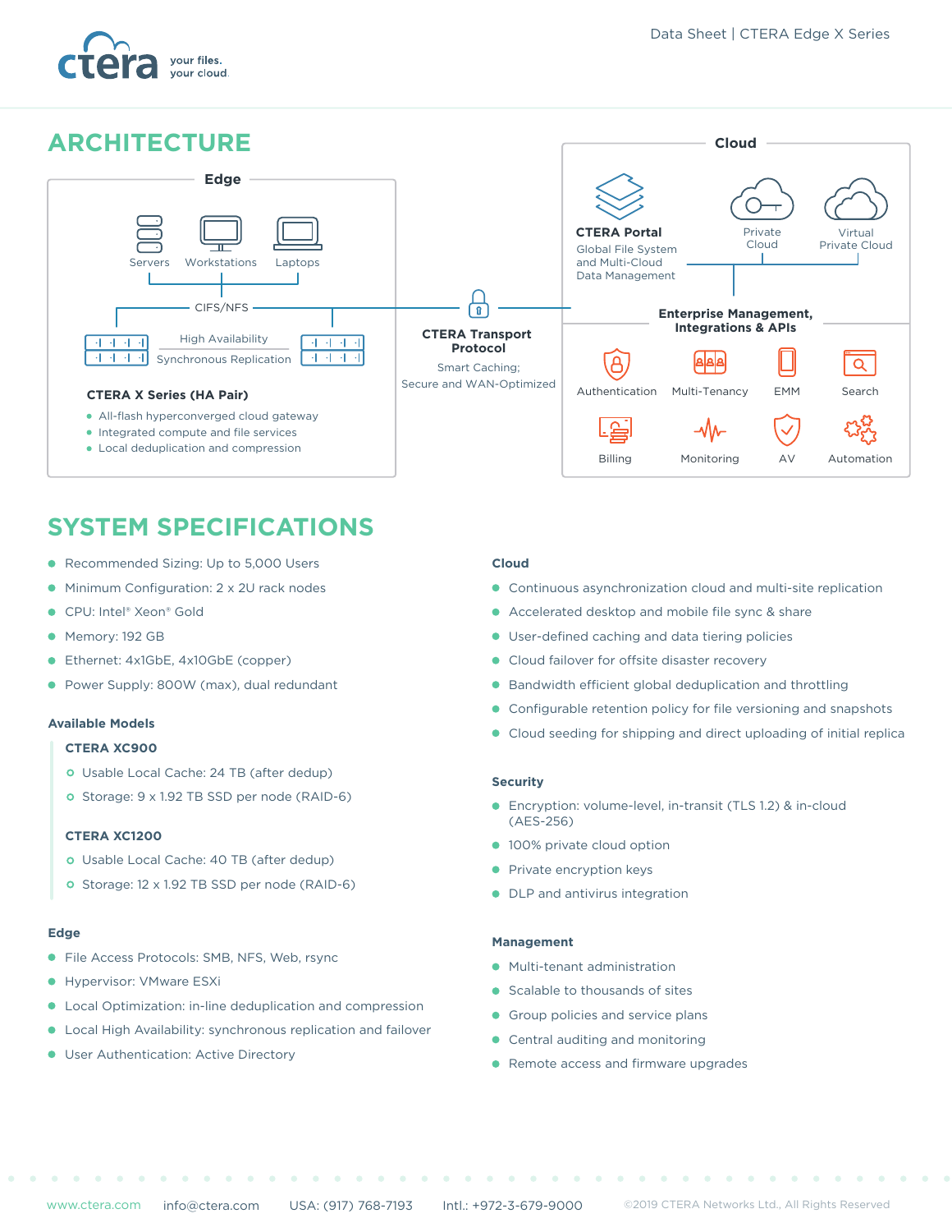## ARCHITECTURE

**Edge**

Servers Workstations Laptops

CIFS/NFS

High Availability

Synchronous Replication

**CTERA X Series (HA Pair)**

- All-flash hyperconverged cloud gateway
- Integrated compute and file services
- Local deduplication and compression

**CTERA Transport Protocol**

Smart Caching;
Secure and WAN-Optimized

**Cloud**

**CTERA Portal**
Global File System and Multi-Cloud Data Management

Private Cloud

Virtual Private Cloud

**Enterprise Management, Integrations & APIs**

Authentication Multi-Tenancy EMM Search

Billing Monitoring AV Automation

## SYSTEM SPECIFICATIONS

- Recommended Sizing: Up to 5,000 Users
- Minimum Configuration: 2 x 2U rack nodes
- CPU: Intel® Xeon® Gold
- Memory: 192 GB
- Ethernet: 4x1GbE, 4x10GbE (copper)
- Power Supply: 800W (max), dual redundant

### Available Models

**CTERA XC900**

- Usable Local Cache: 24 TB (after dedup)
- Storage: 9 x 1.92 TB SSD per node (RAID-6)

**CTERA XC1200**

- Usable Local Cache: 40 TB (after dedup)
- Storage: 12 x 1.92 TB SSD per node (RAID-6)

### Edge

- File Access Protocols: SMB, NFS, Web, rsync
- Hypervisor: VMware ESXi
- Local Optimization: in-line deduplication and compression
- Local High Availability: synchronous replication and failover
- User Authentication: Active Directory

### Cloud

- Continuous asynchronization cloud and multi-site replication
- Accelerated desktop and mobile file sync & share
- User-defined caching and data tiering policies
- Cloud failover for offsite disaster recovery
- Bandwidth efficient global deduplication and throttling
- Configurable retention policy for file versioning and snapshots
- Cloud seeding for shipping and direct uploading of initial replica

### Security

- Encryption: volume-level, in-transit (TLS 1.2) & in-cloud (AES-256)
- 100% private cloud option
- Private encryption keys
- DLP and antivirus integration

### Management

- Multi-tenant administration
- Scalable to thousands of sites
- Group policies and service plans
- Central auditing and monitoring
- Remote access and firmware upgrades

www.ctera.com info@ctera.com USA: (917) 768-7193 Intl.: +972-3-679-9000 ©2019 CTERA Networks Ltd., All Rights Reserved